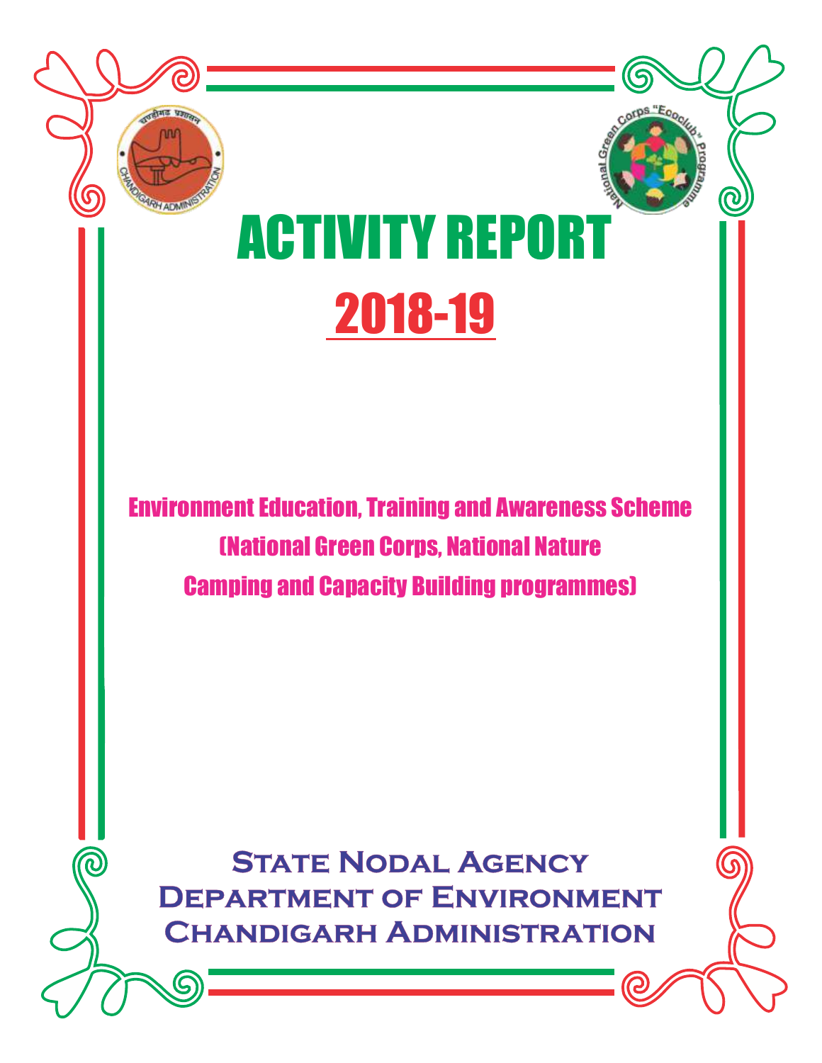# ACTIVITY REPORT

# 2018-19

## Environment Education, Training and Awareness Scheme
## (National Green Corps, National Nature Camping and Capacity Building programmes)

**STATE NODAL AGENCY**
**DEPARTMENT OF ENVIRONMENT**
**CHANDIGARH ADMINISTRATION**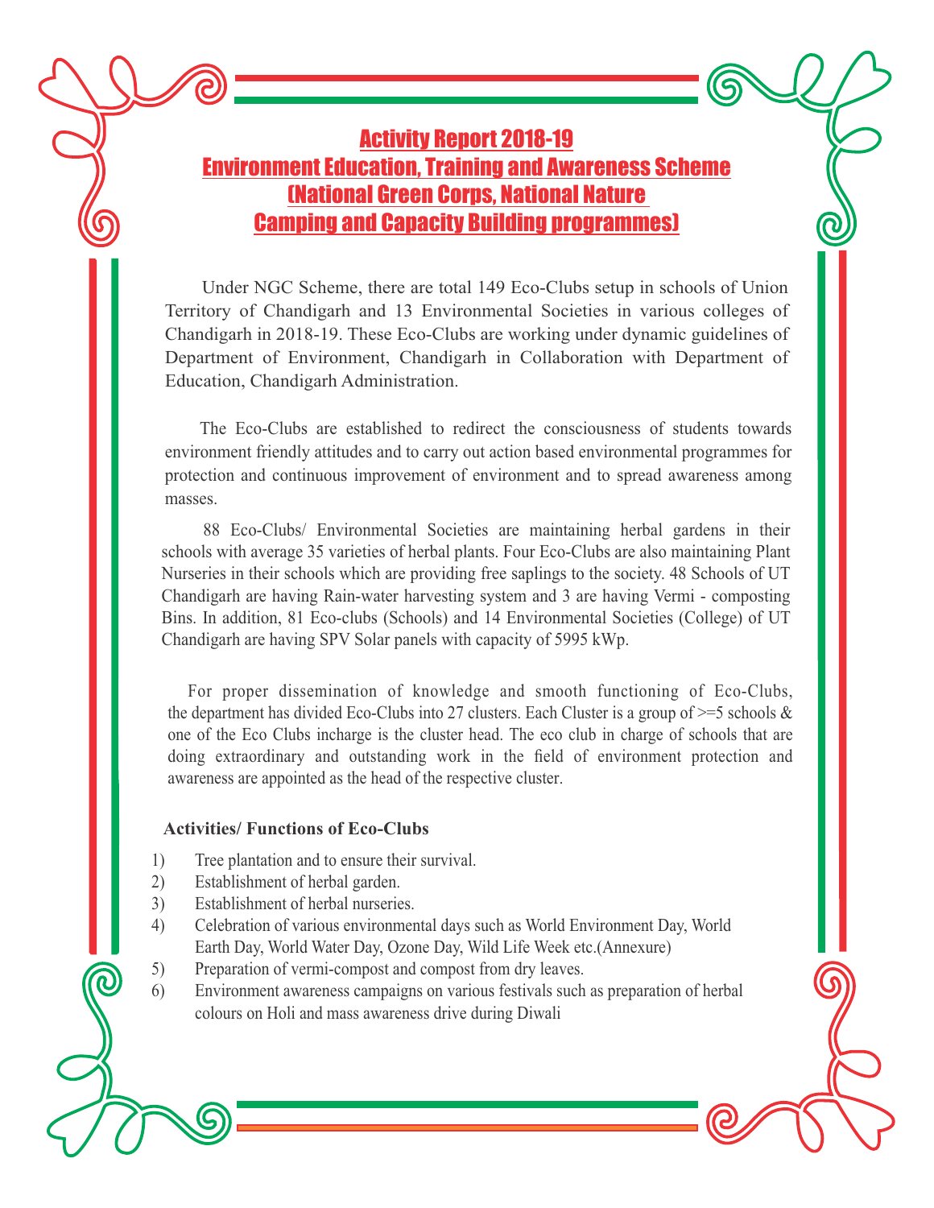# Activity Report 2018-19
## Environment Education, Training and Awareness Scheme
## (National Green Corps, National Nature Camping and Capacity Building programmes)

Under NGC Scheme, there are total 149 Eco-Clubs setup in schools of Union Territory of Chandigarh and 13 Environmental Societies in various colleges of Chandigarh in 2018-19. These Eco-Clubs are working under dynamic guidelines of Department of Environment, Chandigarh in Collaboration with Department of Education, Chandigarh Administration.

The Eco-Clubs are established to redirect the consciousness of students towards environment friendly attitudes and to carry out action based environmental programmes for protection and continuous improvement of environment and to spread awareness among masses.

88 Eco-Clubs/ Environmental Societies are maintaining herbal gardens in their schools with average 35 varieties of herbal plants. Four Eco-Clubs are also maintaining Plant Nurseries in their schools which are providing free saplings to the society. 48 Schools of UT Chandigarh are having Rain-water harvesting system and 3 are having Vermi - composting Bins. In addition, 81 Eco-clubs (Schools) and 14 Environmental Societies (College) of UT Chandigarh are having SPV Solar panels with capacity of 5995 kWp.

For proper dissemination of knowledge and smooth functioning of Eco-Clubs, the department has divided Eco-Clubs into 27 clusters. Each Cluster is a group of >=5 schools & one of the Eco Clubs incharge is the cluster head. The eco club in charge of schools that are doing extraordinary and outstanding work in the field of environment protection and awareness are appointed as the head of the respective cluster.

**Activities/ Functions of Eco-Clubs**

1) Tree plantation and to ensure their survival.
2) Establishment of herbal garden.
3) Establishment of herbal nurseries.
4) Celebration of various environmental days such as World Environment Day, World Earth Day, World Water Day, Ozone Day, Wild Life Week etc.(Annexure)
5) Preparation of vermi-compost and compost from dry leaves.
6) Environment awareness campaigns on various festivals such as preparation of herbal colours on Holi and mass awareness drive during Diwali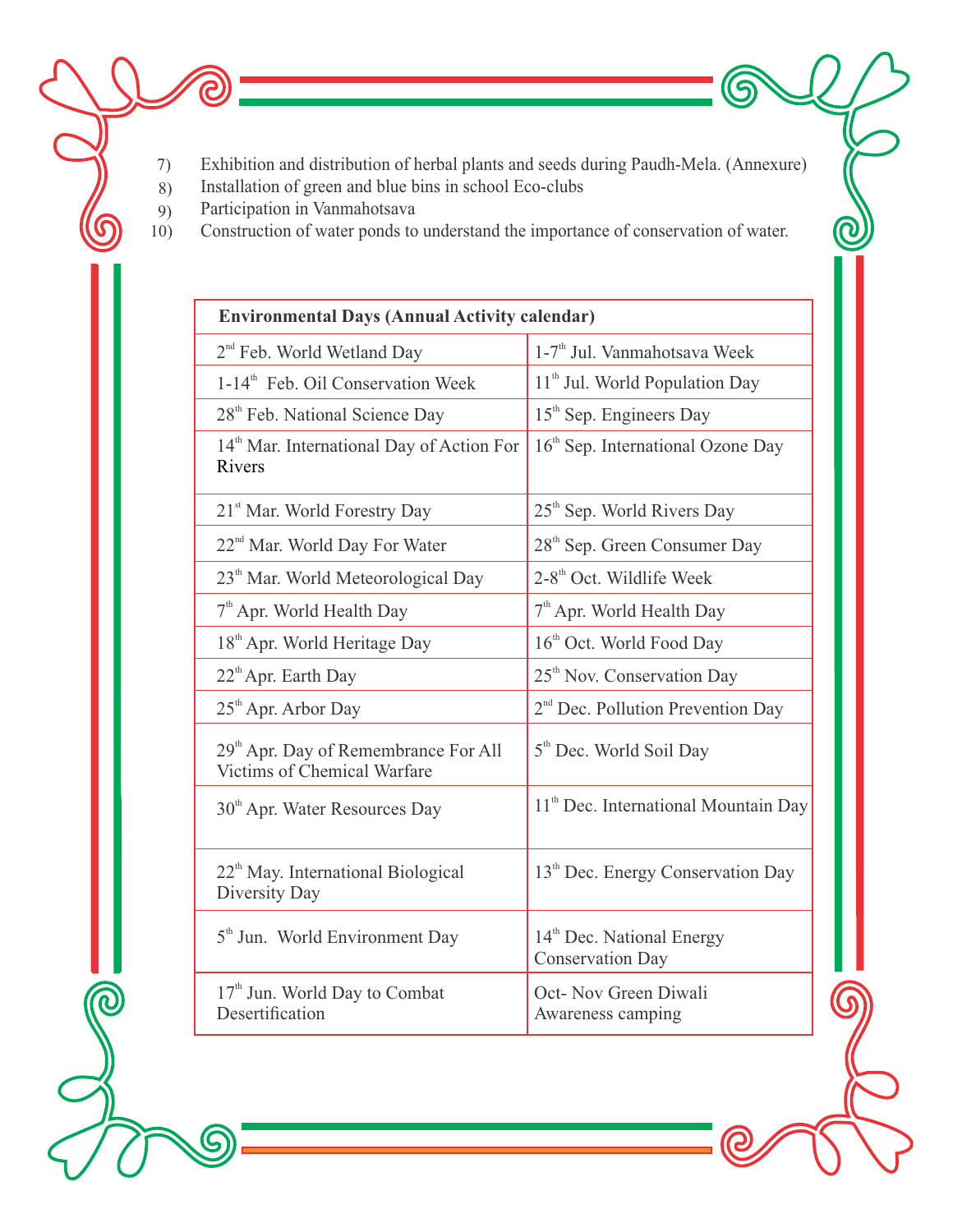7) Exhibition and distribution of herbal plants and seeds during Paudh-Mela. (Annexure)
8) Installation of green and blue bins in school Eco-clubs
9) Participation in Vanmahotsava
10) Construction of water ponds to understand the importance of conservation of water.

| **Environmental Days (Annual Activity calendar)** | |
|---|---|
| 2nd Feb. World Wetland Day | 1-7th Jul. Vanmahotsava Week |
| 1-14th Feb. Oil Conservation Week | 11th Jul. World Population Day |
| 28th Feb. National Science Day | 15th Sep. Engineers Day |
| 14th Mar. International Day of Action For Rivers | 16th Sep. International Ozone Day |
| 21st Mar. World Forestry Day | 25th Sep. World Rivers Day |
| 22nd Mar. World Day For Water | 28th Sep. Green Consumer Day |
| 23th Mar. World Meteorological Day | 2-8th Oct. Wildlife Week |
| 7th Apr. World Health Day | 7th Apr. World Health Day |
| 18th Apr. World Heritage Day | 16th Oct. World Food Day |
| 22th Apr. Earth Day | 25th Nov. Conservation Day |
| 25th Apr. Arbor Day | 2nd Dec. Pollution Prevention Day |
| 29th Apr. Day of Remembrance For All Victims of Chemical Warfare | 5th Dec. World Soil Day |
| 30th Apr. Water Resources Day | 11th Dec. International Mountain Day |
| 22th May. International Biological Diversity Day | 13th Dec. Energy Conservation Day |
| 5th Jun. World Environment Day | 14th Dec. National Energy Conservation Day |
| 17th Jun. World Day to Combat Desertification | Oct- Nov Green Diwali Awareness camping |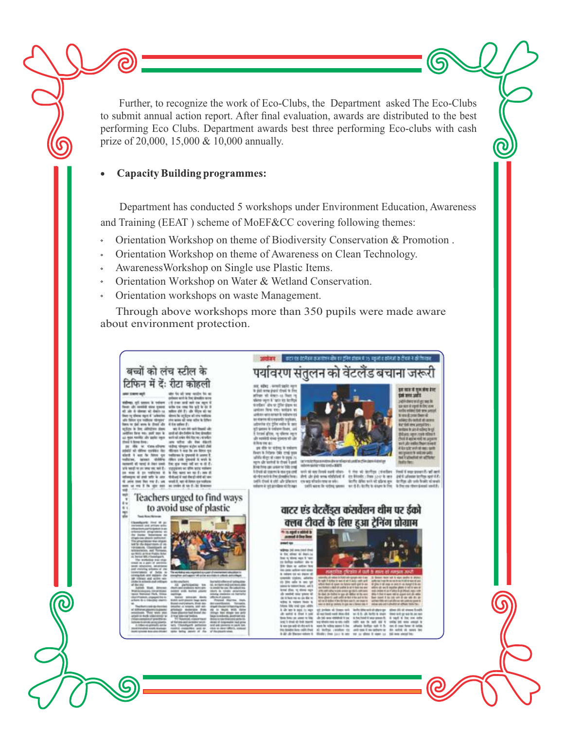Further, to recognize the work of Eco-Clubs, the Department asked The Eco-Clubs to submit annual action report. After final evaluation, awards are distributed to the best performing Eco Clubs. Department awards best three performing Eco-clubs with cash prize of 20,000, 15,000 & 10,000 annually.

- **Capacity Building programmes:**

Department has conducted 5 workshops under Environment Education, Awareness and Training (EEAT ) scheme of MoEF&CC covering following themes:

- Orientation Workshop on theme of Biodiversity Conservation & Promotion .
- Orientation Workshop on theme of Awareness on Clean Technology.
- AwarenessWorkshop on Single use Plastic Items.
- Orientation Workshop on Water & Wetland Conservation.
- Orientation workshops on waste Management.

Through above workshops more than 350 pupils were made aware about environment protection.

बच्चों को लंच स्टील के टिफिन में दें: रीटा कोहली

पर्यावरण संतुलन को वेंटलैंड बचाना जरूरी

Teachers urged to find ways to avoid use of plastic

वाटर एंड वेटलैंड्स कंसर्वेशन थीम पर ईको क्लब टीचर्स के लिए हुआ ट्रेनिंग प्रोग्राम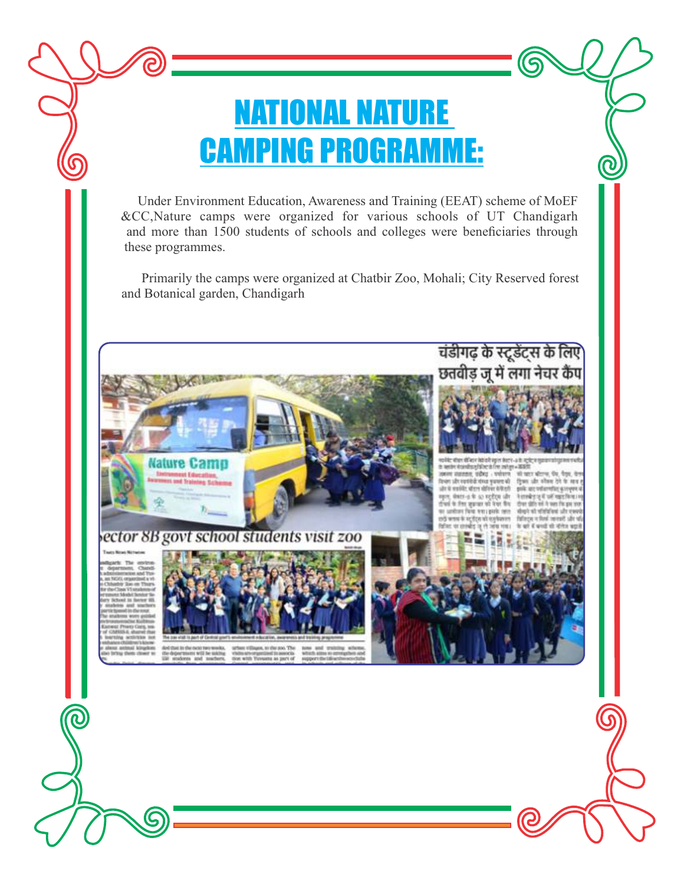# NATIONAL NATURE CAMPING PROGRAMME:

Under Environment Education, Awareness and Training (EEAT) scheme of MoEF &CC,Nature camps were organized for various schools of UT Chandigarh and more than 1500 students of schools and colleges were beneficiaries through these programmes.

Primarily the camps were organized at Chatbir Zoo, Mohali; City Reserved forest and Botanical garden, Chandigarh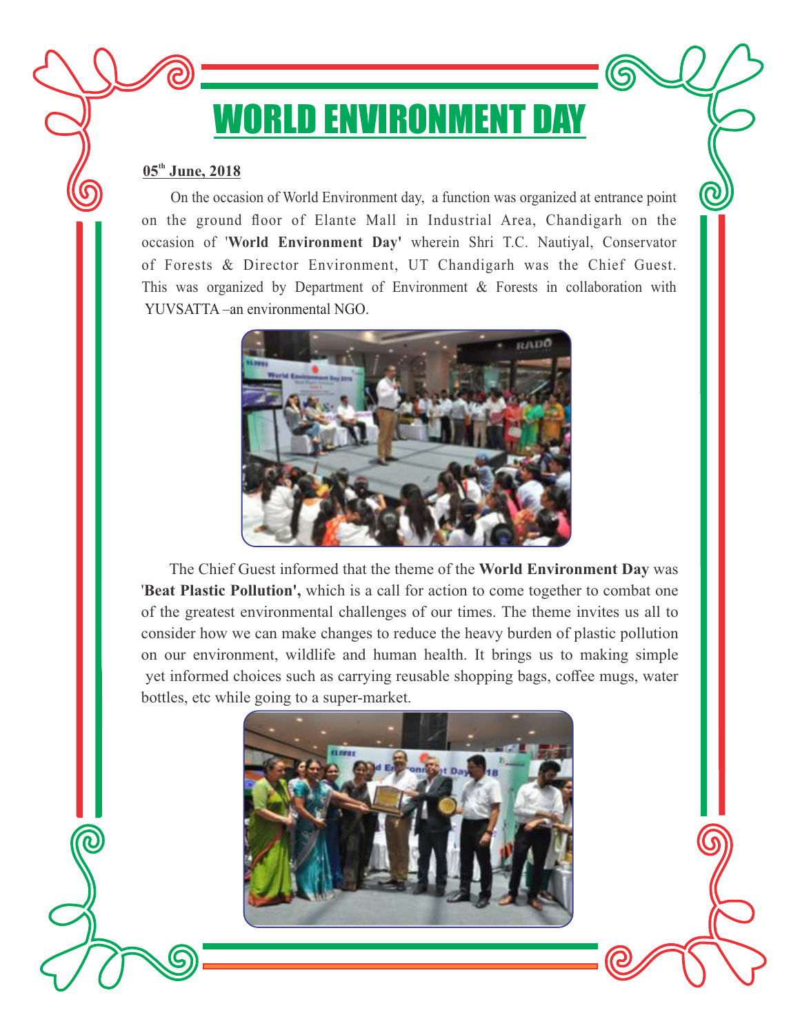# WORLD ENVIRONMENT DAY

**05th June, 2018**

On the occasion of World Environment day, a function was organized at entrance point on the ground floor of Elante Mall in Industrial Area, Chandigarh on the occasion of '**World Environment Day'** wherein Shri T.C. Nautiyal, Conservator of Forests & Director Environment, UT Chandigarh was the Chief Guest. This was organized by Department of Environment & Forests in collaboration with YUVSATTA –an environmental NGO.

The Chief Guest informed that the theme of the **World Environment Day** was '**Beat Plastic Pollution',** which is a call for action to come together to combat one of the greatest environmental challenges of our times. The theme invites us all to consider how we can make changes to reduce the heavy burden of plastic pollution on our environment, wildlife and human health. It brings us to making simple yet informed choices such as carrying reusable shopping bags, coffee mugs, water bottles, etc while going to a super-market.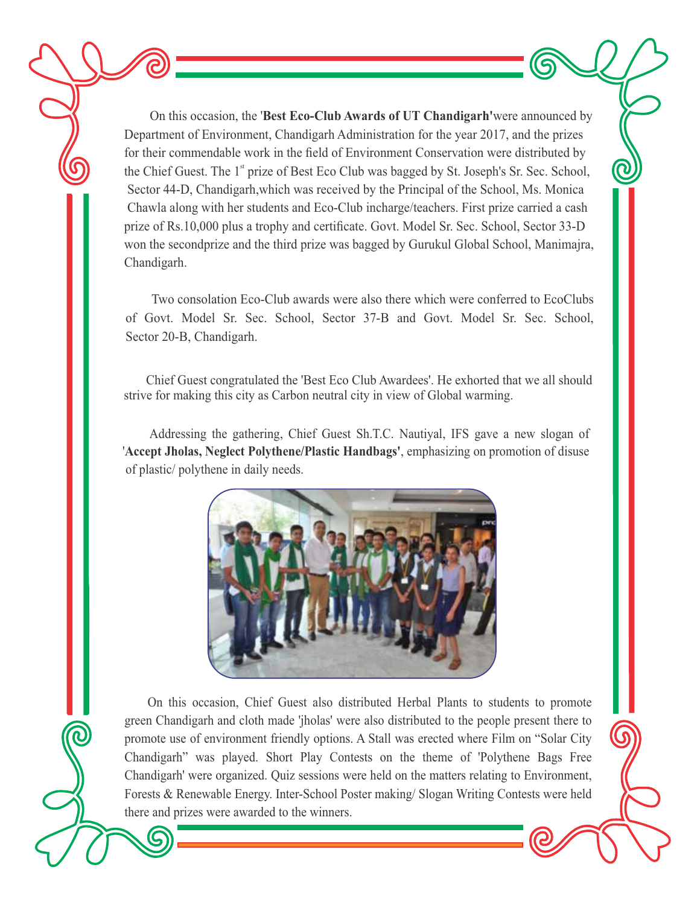On this occasion, the '**Best Eco-Club Awards of UT Chandigarh'**were announced by Department of Environment, Chandigarh Administration for the year 2017, and the prizes for their commendable work in the field of Environment Conservation were distributed by the Chief Guest. The 1st prize of Best Eco Club was bagged by St. Joseph's Sr. Sec. School, Sector 44-D, Chandigarh,which was received by the Principal of the School, Ms. Monica Chawla along with her students and Eco-Club incharge/teachers. First prize carried a cash prize of Rs.10,000 plus a trophy and certificate. Govt. Model Sr. Sec. School, Sector 33-D won the secondprize and the third prize was bagged by Gurukul Global School, Manimajra, Chandigarh.

Two consolation Eco-Club awards were also there which were conferred to EcoClubs of Govt. Model Sr. Sec. School, Sector 37-B and Govt. Model Sr. Sec. School, Sector 20-B, Chandigarh.

Chief Guest congratulated the 'Best Eco Club Awardees'. He exhorted that we all should strive for making this city as Carbon neutral city in view of Global warming.

Addressing the gathering, Chief Guest Sh.T.C. Nautiyal, IFS gave a new slogan of '**Accept Jholas, Neglect Polythene/Plastic Handbags'**, emphasizing on promotion of disuse of plastic/ polythene in daily needs.

On this occasion, Chief Guest also distributed Herbal Plants to students to promote green Chandigarh and cloth made 'jholas' were also distributed to the people present there to promote use of environment friendly options. A Stall was erected where Film on "Solar City Chandigarh" was played. Short Play Contests on the theme of 'Polythene Bags Free Chandigarh' were organized. Quiz sessions were held on the matters relating to Environment, Forests & Renewable Energy. Inter-School Poster making/ Slogan Writing Contests were held there and prizes were awarded to the winners.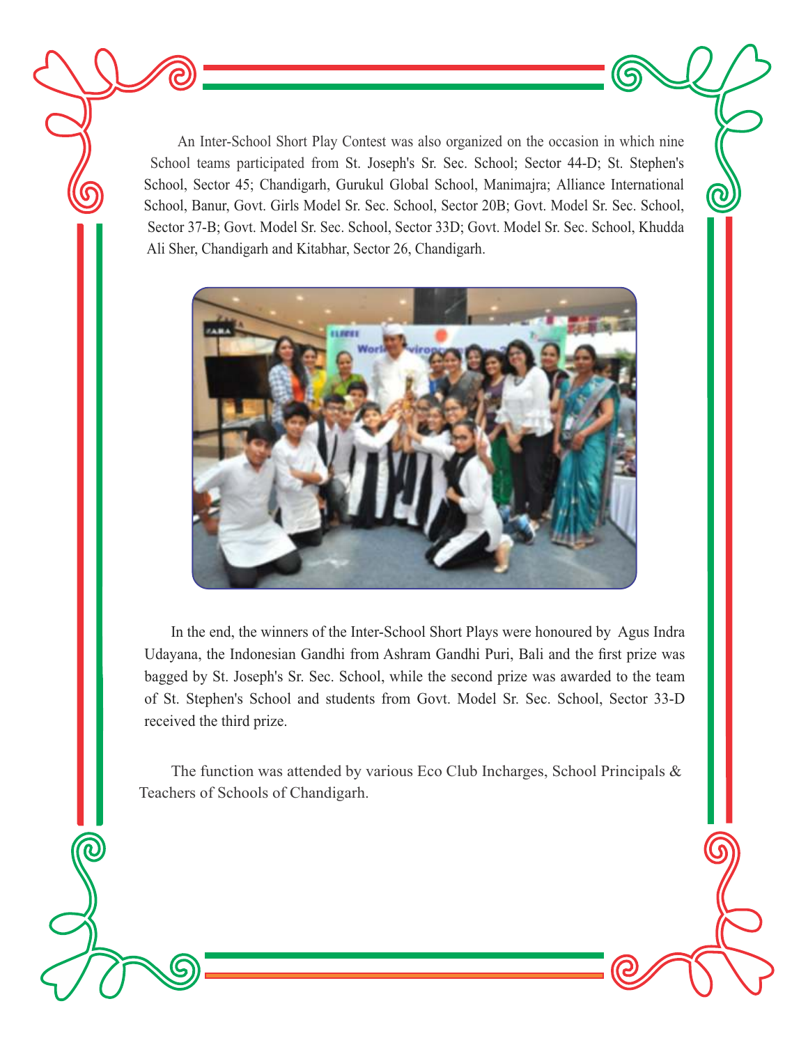An Inter-School Short Play Contest was also organized on the occasion in which nine School teams participated from St. Joseph's Sr. Sec. School; Sector 44-D; St. Stephen's School, Sector 45; Chandigarh, Gurukul Global School, Manimajra; Alliance International School, Banur, Govt. Girls Model Sr. Sec. School, Sector 20B; Govt. Model Sr. Sec. School, Sector 37-B; Govt. Model Sr. Sec. School, Sector 33D; Govt. Model Sr. Sec. School, Khudda Ali Sher, Chandigarh and Kitabhar, Sector 26, Chandigarh.

In the end, the winners of the Inter-School Short Plays were honoured by Agus Indra Udayana, the Indonesian Gandhi from Ashram Gandhi Puri, Bali and the first prize was bagged by St. Joseph's Sr. Sec. School, while the second prize was awarded to the team of St. Stephen's School and students from Govt. Model Sr. Sec. School, Sector 33-D received the third prize.

The function was attended by various Eco Club Incharges, School Principals & Teachers of Schools of Chandigarh.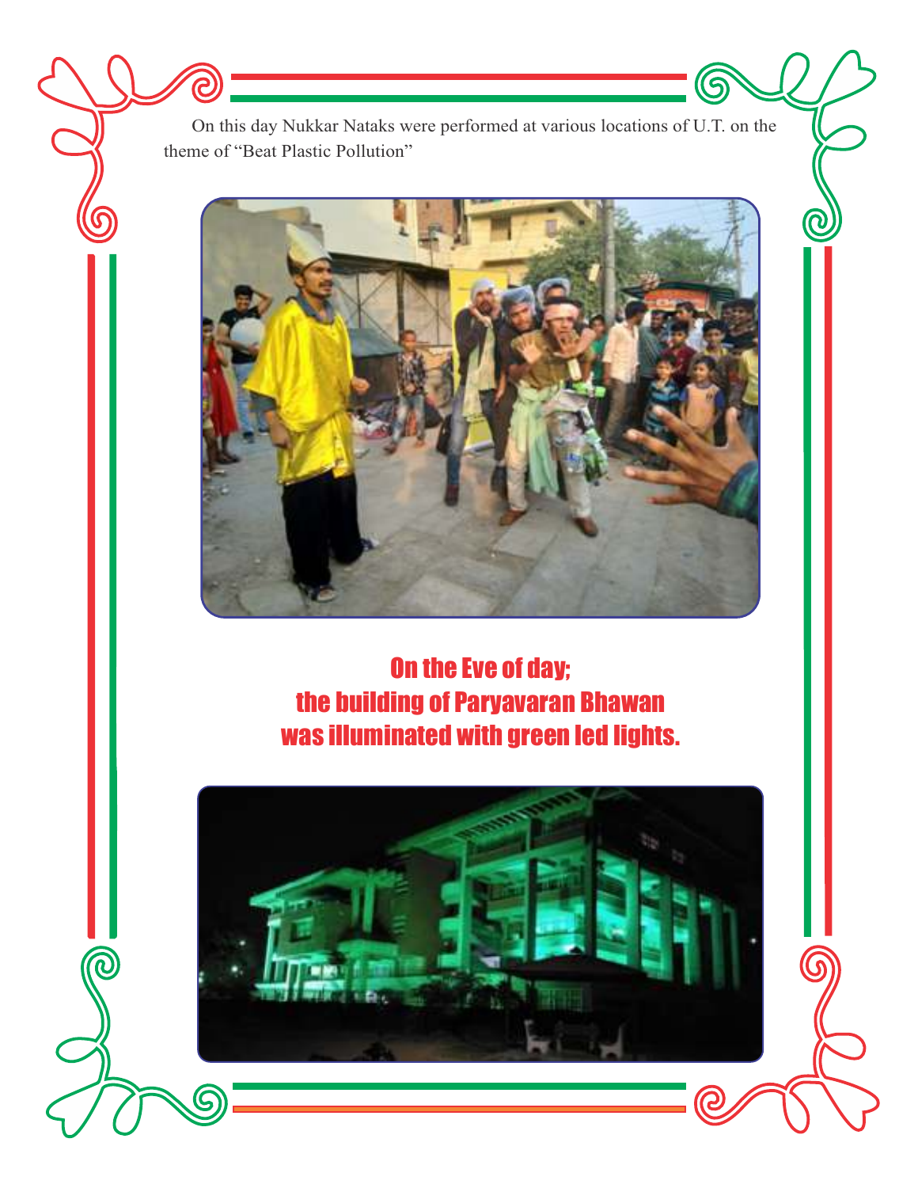On this day Nukkar Nataks were performed at various locations of U.T. on the theme of "Beat Plastic Pollution"

**On the Eve of day;**
**the building of Paryavaran Bhawan**
**was illuminated with green led lights.**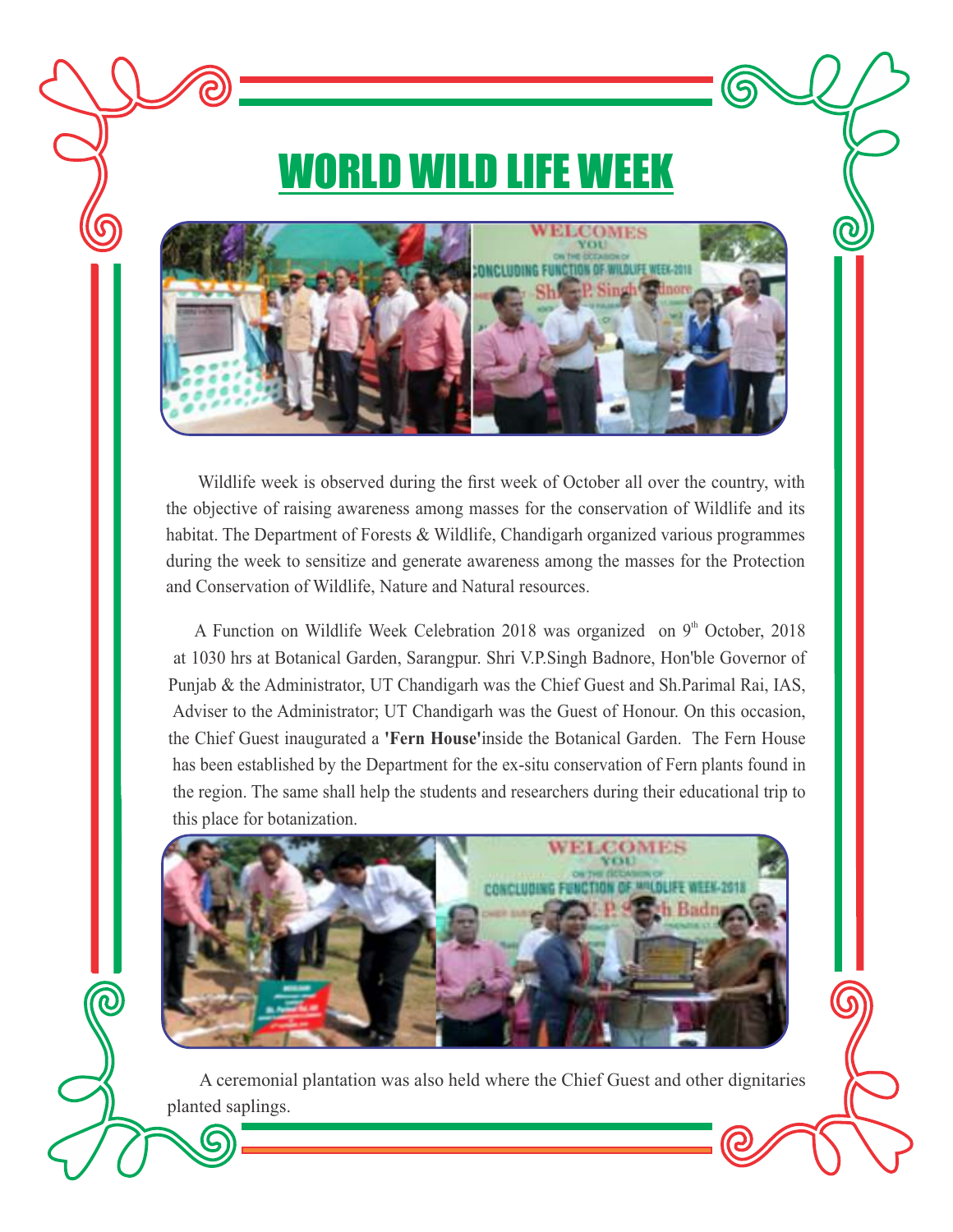# WORLD WILD LIFE WEEK

Wildlife week is observed during the first week of October all over the country, with the objective of raising awareness among masses for the conservation of Wildlife and its habitat. The Department of Forests & Wildlife, Chandigarh organized various programmes during the week to sensitize and generate awareness among the masses for the Protection and Conservation of Wildlife, Nature and Natural resources.

A Function on Wildlife Week Celebration 2018 was organized on 9th October, 2018 at 1030 hrs at Botanical Garden, Sarangpur. Shri V.P.Singh Badnore, Hon'ble Governor of Punjab & the Administrator, UT Chandigarh was the Chief Guest and Sh.Parimal Rai, IAS, Adviser to the Administrator; UT Chandigarh was the Guest of Honour. On this occasion, the Chief Guest inaugurated a **'Fern House'**inside the Botanical Garden. The Fern House has been established by the Department for the ex-situ conservation of Fern plants found in the region. The same shall help the students and researchers during their educational trip to this place for botanization.

A ceremonial plantation was also held where the Chief Guest and other dignitaries planted saplings.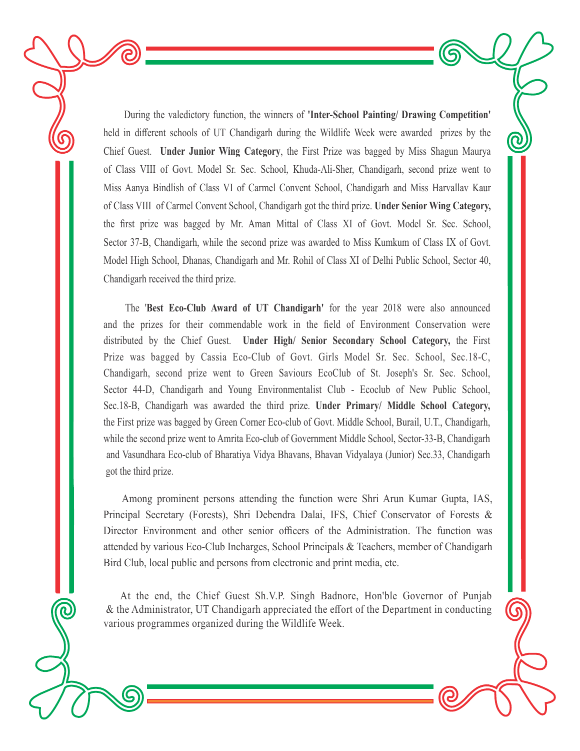During the valedictory function, the winners of **'Inter-School Painting/ Drawing Competition'** held in different schools of UT Chandigarh during the Wildlife Week were awarded prizes by the Chief Guest. **Under Junior Wing Category**, the First Prize was bagged by Miss Shagun Maurya of Class VIII of Govt. Model Sr. Sec. School, Khuda-Ali-Sher, Chandigarh, second prize went to Miss Aanya Bindlish of Class VI of Carmel Convent School, Chandigarh and Miss Harvallav Kaur of Class VIII of Carmel Convent School, Chandigarh got the third prize. **Under Senior Wing Category,** the first prize was bagged by Mr. Aman Mittal of Class XI of Govt. Model Sr. Sec. School, Sector 37-B, Chandigarh, while the second prize was awarded to Miss Kumkum of Class IX of Govt. Model High School, Dhanas, Chandigarh and Mr. Rohil of Class XI of Delhi Public School, Sector 40, Chandigarh received the third prize.

The **'Best Eco-Club Award of UT Chandigarh'** for the year 2018 were also announced and the prizes for their commendable work in the field of Environment Conservation were distributed by the Chief Guest. **Under High/ Senior Secondary School Category,** the First Prize was bagged by Cassia Eco-Club of Govt. Girls Model Sr. Sec. School, Sec.18-C, Chandigarh, second prize went to Green Saviours EcoClub of St. Joseph's Sr. Sec. School, Sector 44-D, Chandigarh and Young Environmentalist Club - Ecoclub of New Public School, Sec.18-B, Chandigarh was awarded the third prize. **Under Primary/ Middle School Category,** the First prize was bagged by Green Corner Eco-club of Govt. Middle School, Burail, U.T., Chandigarh, while the second prize went to Amrita Eco-club of Government Middle School, Sector-33-B, Chandigarh and Vasundhara Eco-club of Bharatiya Vidya Bhavans, Bhavan Vidyalaya (Junior) Sec.33, Chandigarh got the third prize.

Among prominent persons attending the function were Shri Arun Kumar Gupta, IAS, Principal Secretary (Forests), Shri Debendra Dalai, IFS, Chief Conservator of Forests & Director Environment and other senior officers of the Administration. The function was attended by various Eco-Club Incharges, School Principals & Teachers, member of Chandigarh Bird Club, local public and persons from electronic and print media, etc.

At the end, the Chief Guest Sh.V.P. Singh Badnore, Hon'ble Governor of Punjab & the Administrator, UT Chandigarh appreciated the effort of the Department in conducting various programmes organized during the Wildlife Week.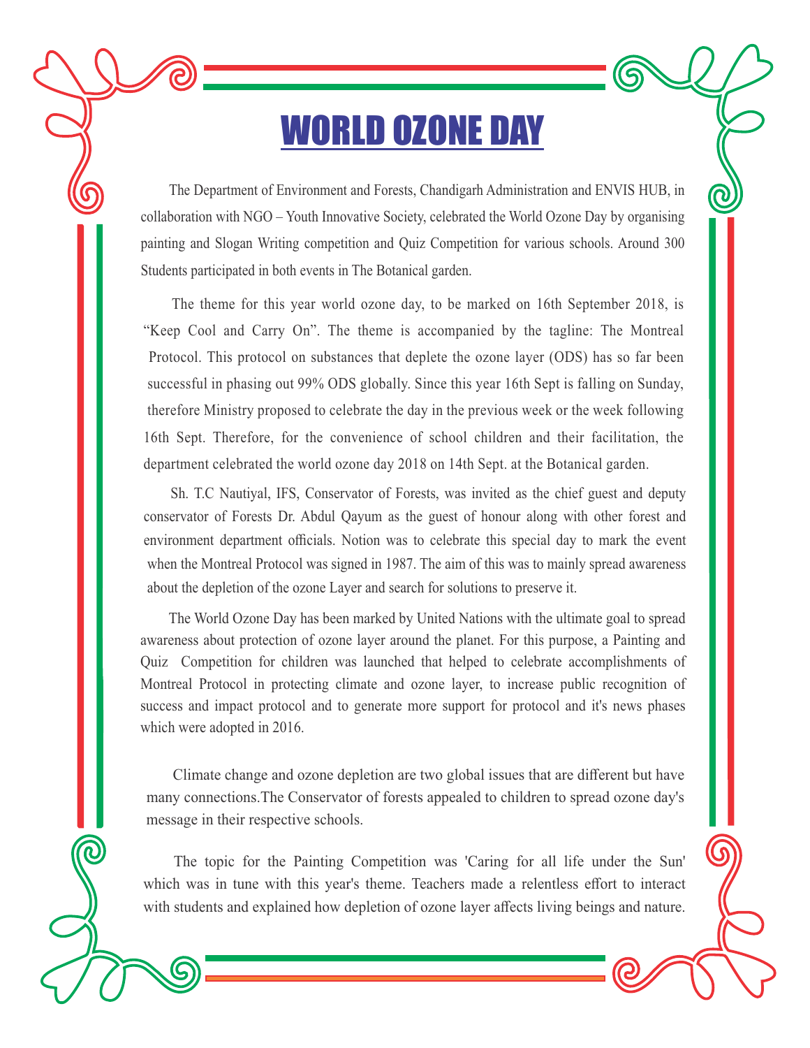// WORLD OZONE DAY

The Department of Environment and Forests, Chandigarh Administration and ENVIS HUB, in collaboration with NGO – Youth Innovative Society, celebrated the World Ozone Day by organising painting and Slogan Writing competition and Quiz Competition for various schools. Around 300 Students participated in both events in The Botanical garden.

The theme for this year world ozone day, to be marked on 16th September 2018, is "Keep Cool and Carry On". The theme is accompanied by the tagline: The Montreal Protocol. This protocol on substances that deplete the ozone layer (ODS) has so far been successful in phasing out 99% ODS globally. Since this year 16th Sept is falling on Sunday, therefore Ministry proposed to celebrate the day in the previous week or the week following 16th Sept. Therefore, for the convenience of school children and their facilitation, the department celebrated the world ozone day 2018 on 14th Sept. at the Botanical garden.

Sh. T.C Nautiyal, IFS, Conservator of Forests, was invited as the chief guest and deputy conservator of Forests Dr. Abdul Qayum as the guest of honour along with other forest and environment department officials. Notion was to celebrate this special day to mark the event when the Montreal Protocol was signed in 1987. The aim of this was to mainly spread awareness about the depletion of the ozone Layer and search for solutions to preserve it.

The World Ozone Day has been marked by United Nations with the ultimate goal to spread awareness about protection of ozone layer around the planet. For this purpose, a Painting and Quiz Competition for children was launched that helped to celebrate accomplishments of Montreal Protocol in protecting climate and ozone layer, to increase public recognition of success and impact protocol and to generate more support for protocol and it's news phases which were adopted in 2016.

Climate change and ozone depletion are two global issues that are different but have many connections.The Conservator of forests appealed to children to spread ozone day's message in their respective schools.

The topic for the Painting Competition was 'Caring for all life under the Sun' which was in tune with this year's theme. Teachers made a relentless effort to interact with students and explained how depletion of ozone layer affects living beings and nature.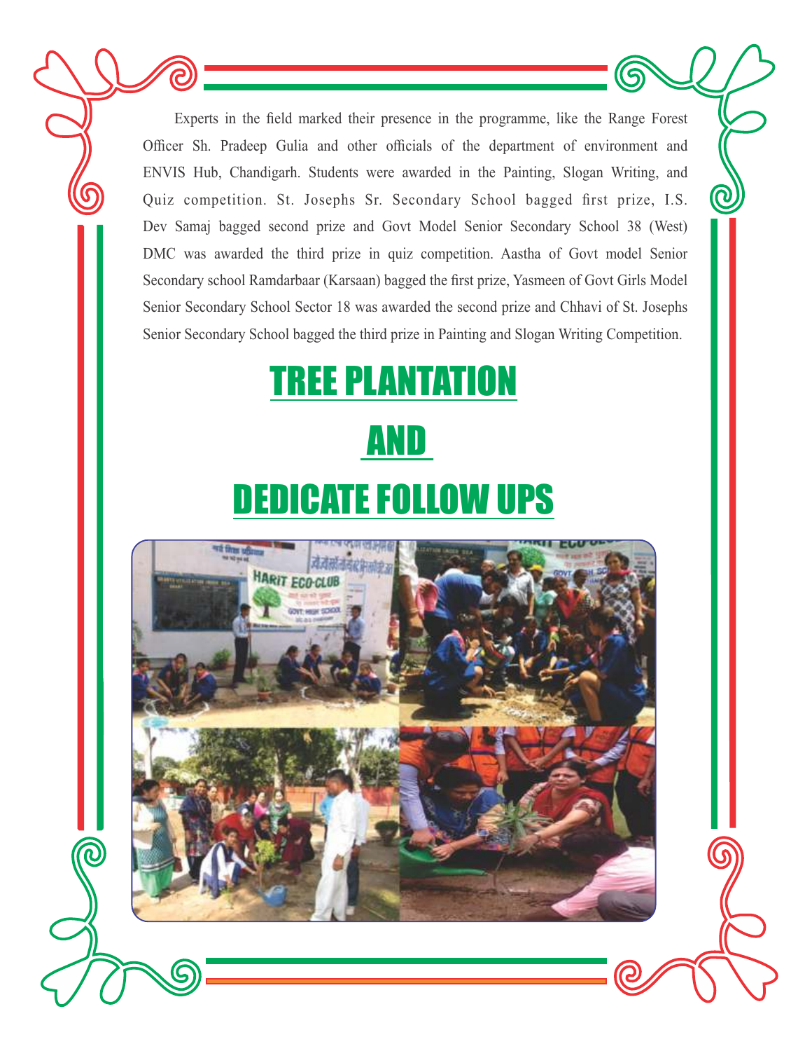Experts in the field marked their presence in the programme, like the Range Forest Officer Sh. Pradeep Gulia and other officials of the department of environment and ENVIS Hub, Chandigarh. Students were awarded in the Painting, Slogan Writing, and Quiz competition. St. Josephs Sr. Secondary School bagged first prize, I.S. Dev Samaj bagged second prize and Govt Model Senior Secondary School 38 (West) DMC was awarded the third prize in quiz competition. Aastha of Govt model Senior Secondary school Ramdarbaar (Karsaan) bagged the first prize, Yasmeen of Govt Girls Model Senior Secondary School Sector 18 was awarded the second prize and Chhavi of St. Josephs Senior Secondary School bagged the third prize in Painting and Slogan Writing Competition.

# TREE PLANTATION

# AND

# DEDICATE FOLLOW UPS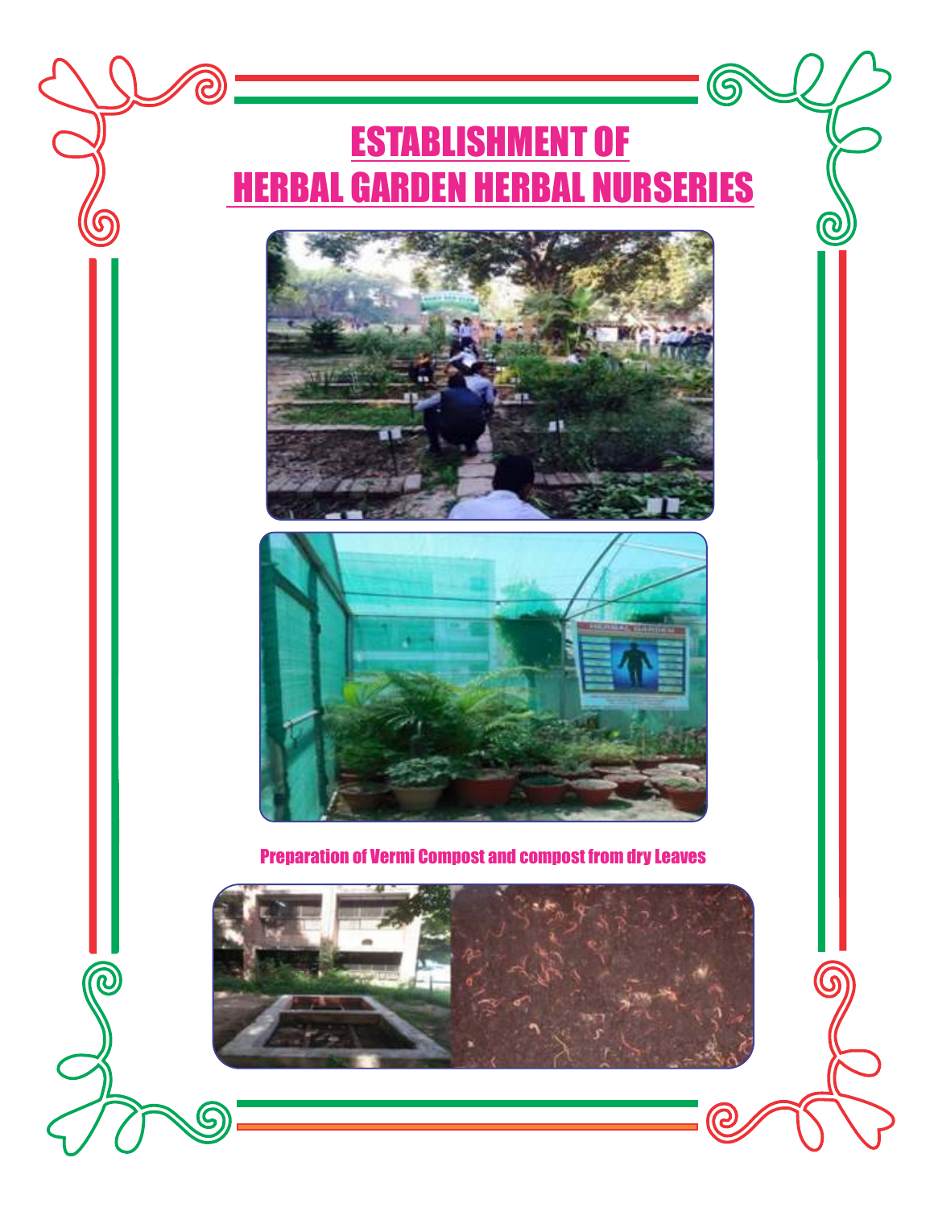# ESTABLISHMENT OF HERBAL GARDEN HERBAL NURSERIES

Preparation of Vermi Compost and compost from dry Leaves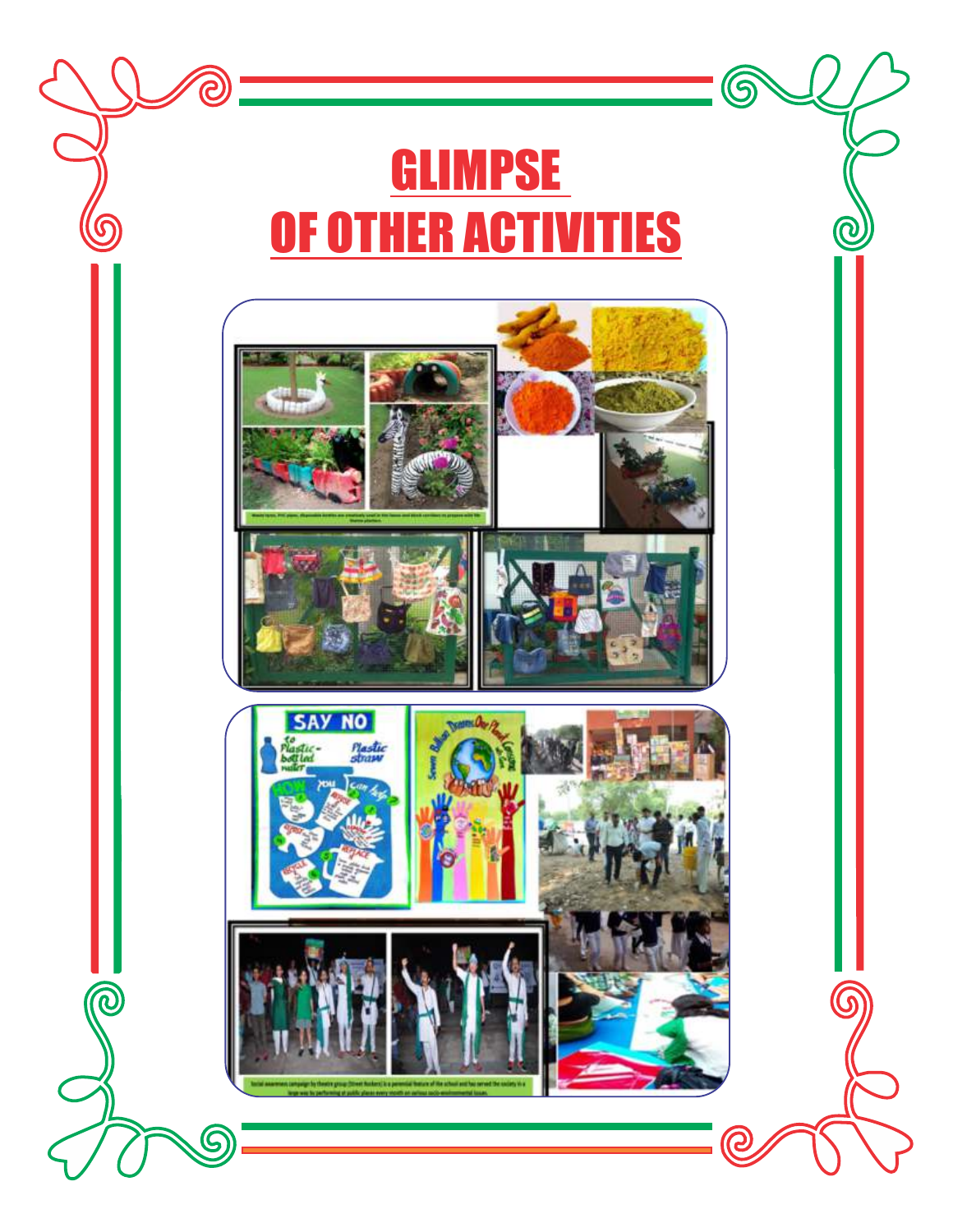# GLIMPSE OF OTHER ACTIVITIES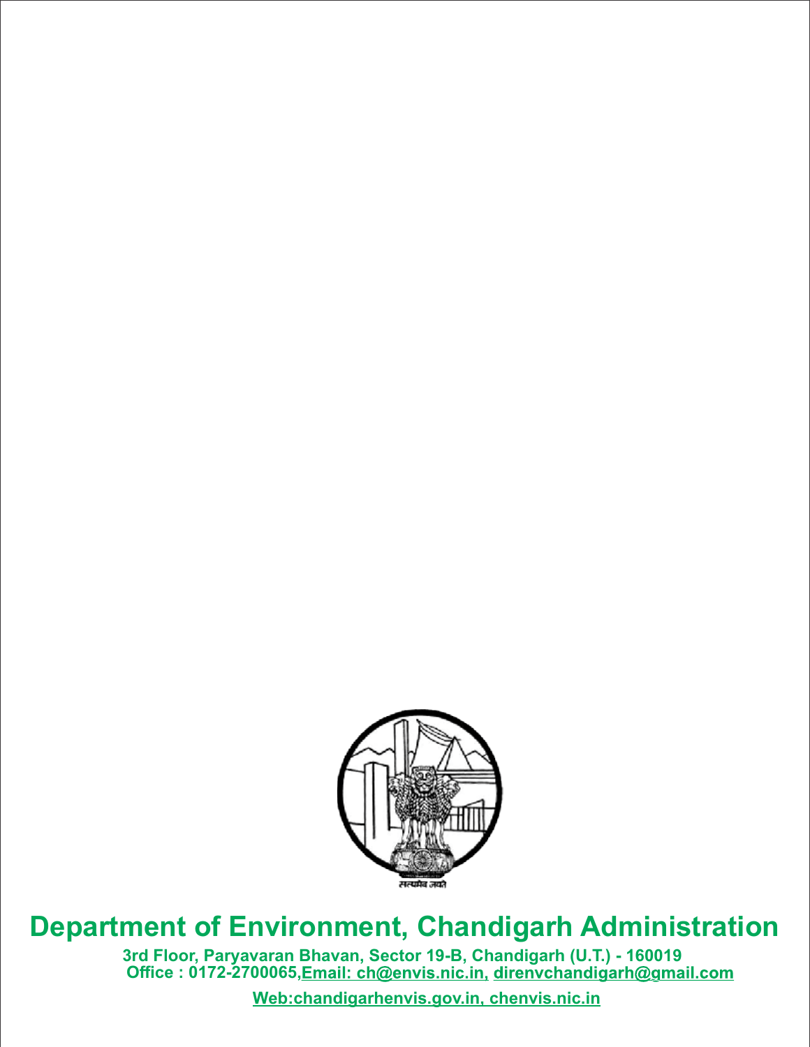# Department of Environment, Chandigarh Administration

**3rd Floor, Paryavaran Bhavan, Sector 19-B, Chandigarh (U.T.) - 160019**
**Office : 0172-2700065, Email: ch@envis.nic.in, direnvchandigarh@gmail.com**

**Web:chandigarhenvis.gov.in, chenvis.nic.in**